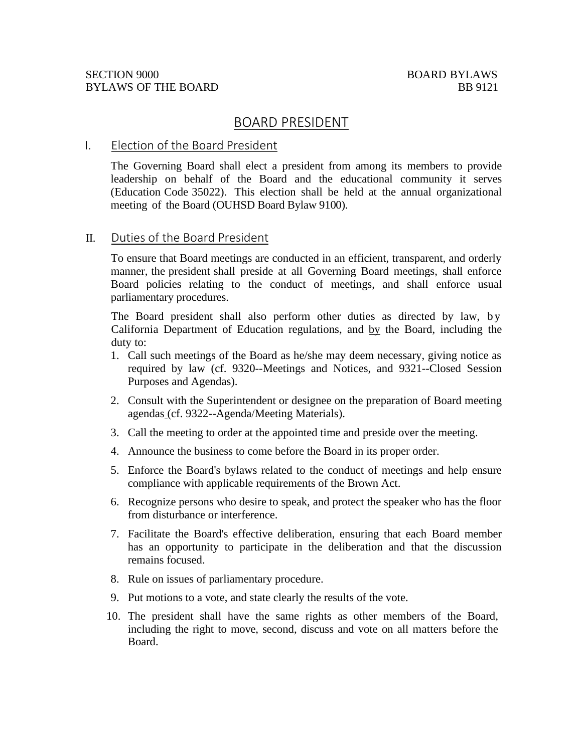SECTION 9000
BYLAWS OF THE BOARD

BOARD BYLAWS
BB 9121

# BOARD PRESIDENT

## I. Election of the Board President

The Governing Board shall elect a president from among its members to provide leadership on behalf of the Board and the educational community it serves (Education Code 35022). This election shall be held at the annual organizational meeting of the Board (OUHSD Board Bylaw 9100).

## II. Duties of the Board President

To ensure that Board meetings are conducted in an efficient, transparent, and orderly manner, the president shall preside at all Governing Board meetings, shall enforce Board policies relating to the conduct of meetings, and shall enforce usual parliamentary procedures.

The Board president shall also perform other duties as directed by law, by California Department of Education regulations, and by the Board, including the duty to:

1. Call such meetings of the Board as he/she may deem necessary, giving notice as required by law (cf. 9320--Meetings and Notices, and 9321--Closed Session Purposes and Agendas).
2. Consult with the Superintendent or designee on the preparation of Board meeting agendas (cf. 9322--Agenda/Meeting Materials).
3. Call the meeting to order at the appointed time and preside over the meeting.
4. Announce the business to come before the Board in its proper order.
5. Enforce the Board's bylaws related to the conduct of meetings and help ensure compliance with applicable requirements of the Brown Act.
6. Recognize persons who desire to speak, and protect the speaker who has the floor from disturbance or interference.
7. Facilitate the Board's effective deliberation, ensuring that each Board member has an opportunity to participate in the deliberation and that the discussion remains focused.
8. Rule on issues of parliamentary procedure.
9. Put motions to a vote, and state clearly the results of the vote.
10. The president shall have the same rights as other members of the Board, including the right to move, second, discuss and vote on all matters before the Board.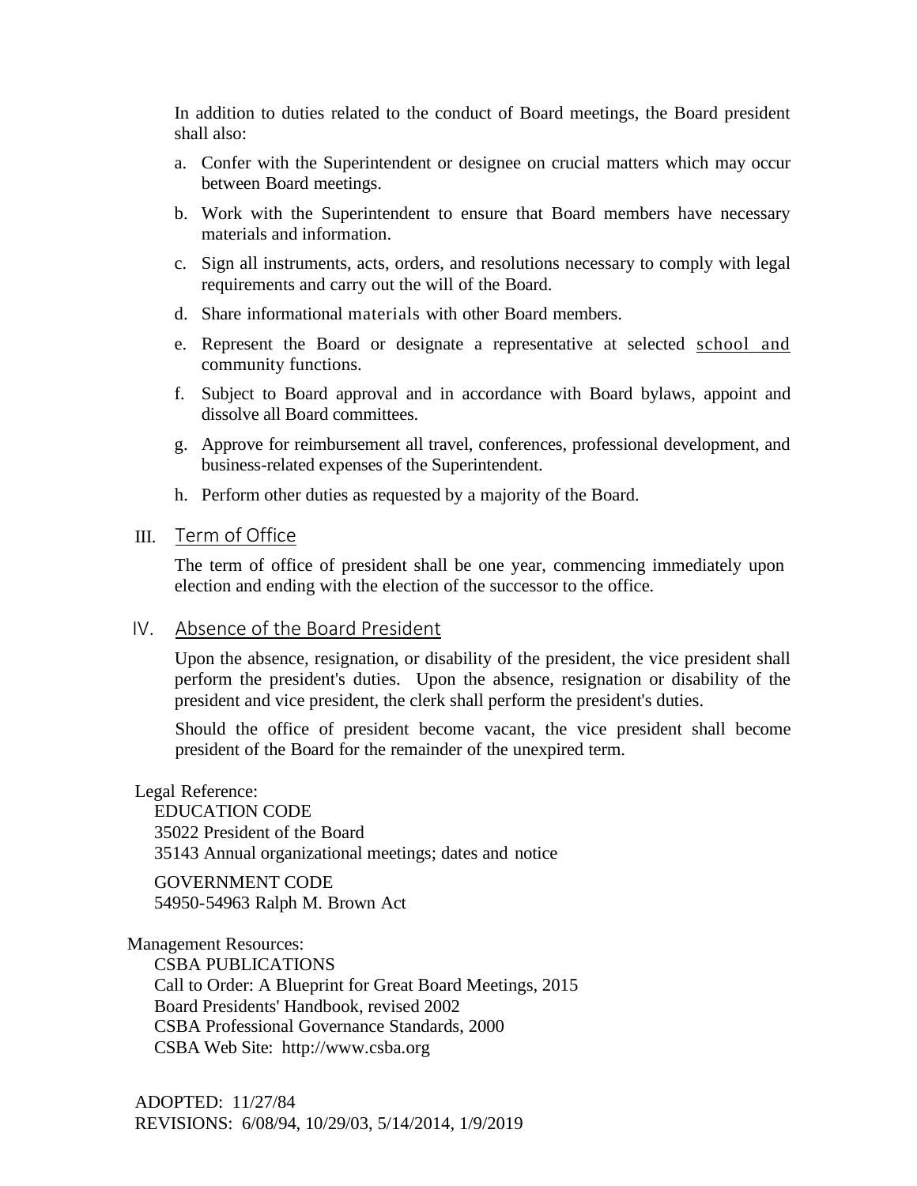In addition to duties related to the conduct of Board meetings, the Board president shall also:

a. Confer with the Superintendent or designee on crucial matters which may occur between Board meetings.

b. Work with the Superintendent to ensure that Board members have necessary materials and information.

c. Sign all instruments, acts, orders, and resolutions necessary to comply with legal requirements and carry out the will of the Board.

d. Share informational materials with other Board members.

e. Represent the Board or designate a representative at selected school and community functions.

f. Subject to Board approval and in accordance with Board bylaws, appoint and dissolve all Board committees.

g. Approve for reimbursement all travel, conferences, professional development, and business-related expenses of the Superintendent.

h. Perform other duties as requested by a majority of the Board.

## III. Term of Office

The term of office of president shall be one year, commencing immediately upon election and ending with the election of the successor to the office.

## IV. Absence of the Board President

Upon the absence, resignation, or disability of the president, the vice president shall perform the president's duties. Upon the absence, resignation or disability of the president and vice president, the clerk shall perform the president's duties.

Should the office of president become vacant, the vice president shall become president of the Board for the remainder of the unexpired term.

Legal Reference:

EDUCATION CODE
35022 President of the Board
35143 Annual organizational meetings; dates and notice

GOVERNMENT CODE
54950-54963 Ralph M. Brown Act

Management Resources:

CSBA PUBLICATIONS
Call to Order: A Blueprint for Great Board Meetings, 2015
Board Presidents' Handbook, revised 2002
CSBA Professional Governance Standards, 2000
CSBA Web Site: http://www.csba.org

ADOPTED: 11/27/84
REVISIONS: 6/08/94, 10/29/03, 5/14/2014, 1/9/2019